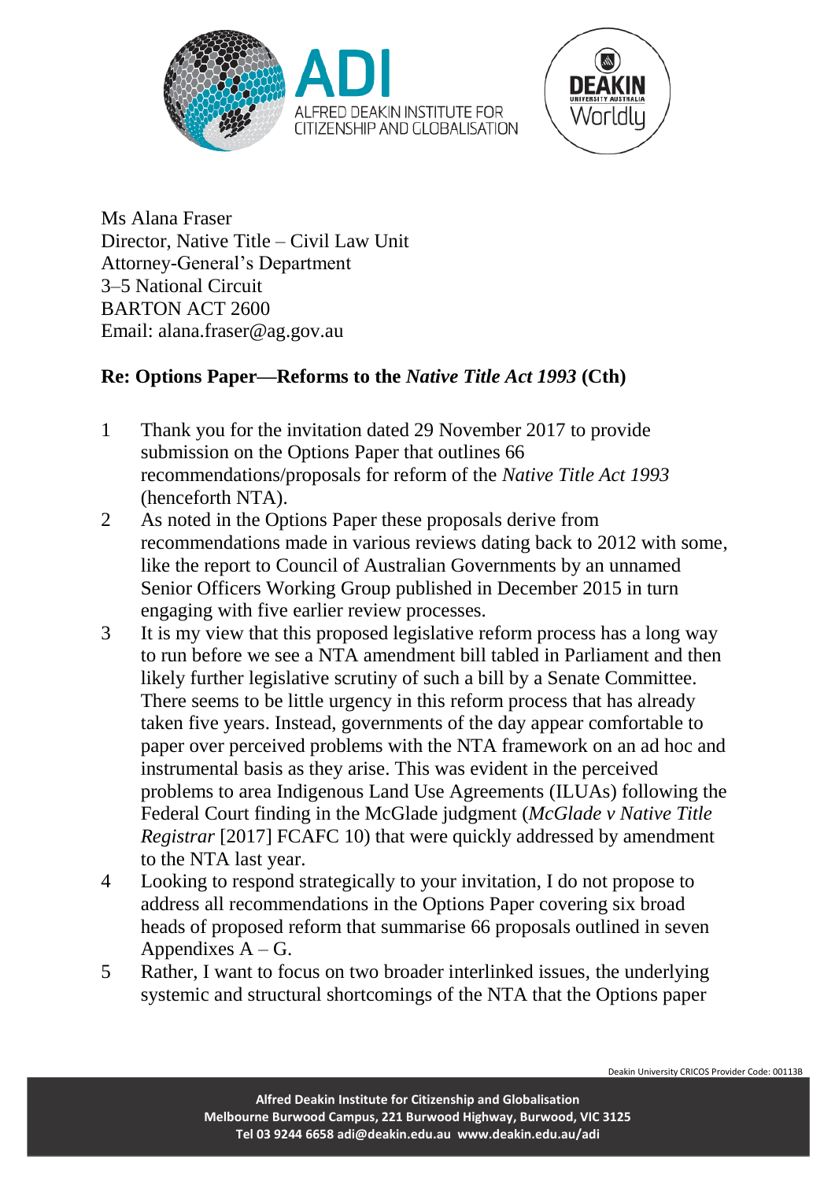Ms Alana Fraser
Director, Native Title – Civil Law Unit
Attorney-General's Department
3–5 National Circuit
BARTON ACT 2600
Email: alana.fraser@ag.gov.au

**Re: Options Paper—Reforms to the *Native Title Act 1993* (Cth)**

1 Thank you for the invitation dated 29 November 2017 to provide submission on the Options Paper that outlines 66 recommendations/proposals for reform of the *Native Title Act 1993* (henceforth NTA).

2 As noted in the Options Paper these proposals derive from recommendations made in various reviews dating back to 2012 with some, like the report to Council of Australian Governments by an unnamed Senior Officers Working Group published in December 2015 in turn engaging with five earlier review processes.

3 It is my view that this proposed legislative reform process has a long way to run before we see a NTA amendment bill tabled in Parliament and then likely further legislative scrutiny of such a bill by a Senate Committee. There seems to be little urgency in this reform process that has already taken five years. Instead, governments of the day appear comfortable to paper over perceived problems with the NTA framework on an ad hoc and instrumental basis as they arise. This was evident in the perceived problems to area Indigenous Land Use Agreements (ILUAs) following the Federal Court finding in the McGlade judgment (*McGlade v Native Title Registrar* [2017] FCAFC 10) that were quickly addressed by amendment to the NTA last year.

4 Looking to respond strategically to your invitation, I do not propose to address all recommendations in the Options Paper covering six broad heads of proposed reform that summarise 66 proposals outlined in seven Appendixes A – G.

5 Rather, I want to focus on two broader interlinked issues, the underlying systemic and structural shortcomings of the NTA that the Options paper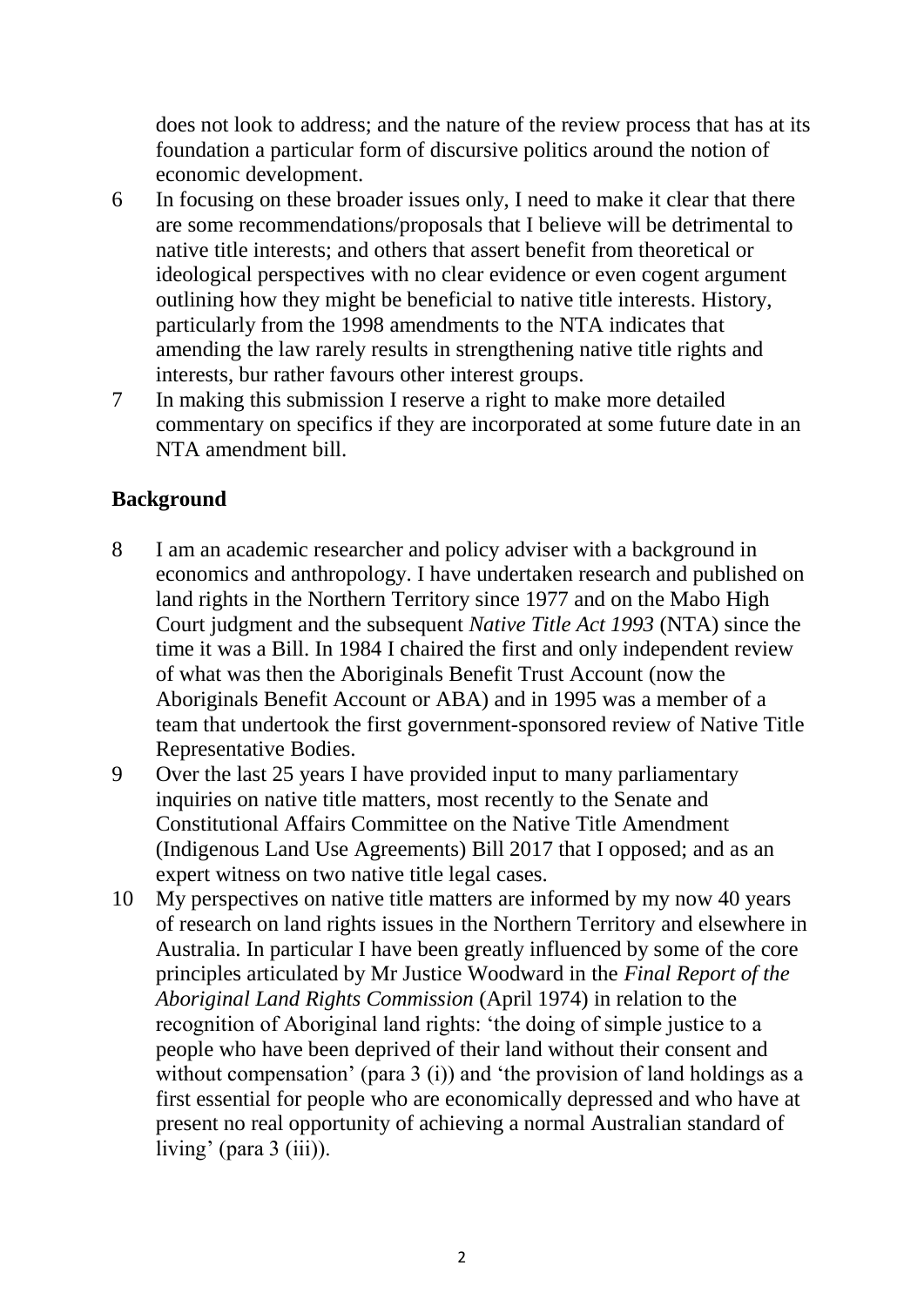does not look to address; and the nature of the review process that has at its foundation a particular form of discursive politics around the notion of economic development.

6 In focusing on these broader issues only, I need to make it clear that there are some recommendations/proposals that I believe will be detrimental to native title interests; and others that assert benefit from theoretical or ideological perspectives with no clear evidence or even cogent argument outlining how they might be beneficial to native title interests. History, particularly from the 1998 amendments to the NTA indicates that amending the law rarely results in strengthening native title rights and interests, bur rather favours other interest groups.

7 In making this submission I reserve a right to make more detailed commentary on specifics if they are incorporated at some future date in an NTA amendment bill.

## Background

8 I am an academic researcher and policy adviser with a background in economics and anthropology. I have undertaken research and published on land rights in the Northern Territory since 1977 and on the Mabo High Court judgment and the subsequent *Native Title Act 1993* (NTA) since the time it was a Bill. In 1984 I chaired the first and only independent review of what was then the Aboriginals Benefit Trust Account (now the Aboriginals Benefit Account or ABA) and in 1995 was a member of a team that undertook the first government-sponsored review of Native Title Representative Bodies.

9 Over the last 25 years I have provided input to many parliamentary inquiries on native title matters, most recently to the Senate and Constitutional Affairs Committee on the Native Title Amendment (Indigenous Land Use Agreements) Bill 2017 that I opposed; and as an expert witness on two native title legal cases.

10 My perspectives on native title matters are informed by my now 40 years of research on land rights issues in the Northern Territory and elsewhere in Australia. In particular I have been greatly influenced by some of the core principles articulated by Mr Justice Woodward in the *Final Report of the Aboriginal Land Rights Commission* (April 1974) in relation to the recognition of Aboriginal land rights: 'the doing of simple justice to a people who have been deprived of their land without their consent and without compensation' (para 3 (i)) and 'the provision of land holdings as a first essential for people who are economically depressed and who have at present no real opportunity of achieving a normal Australian standard of living' (para 3 (iii)).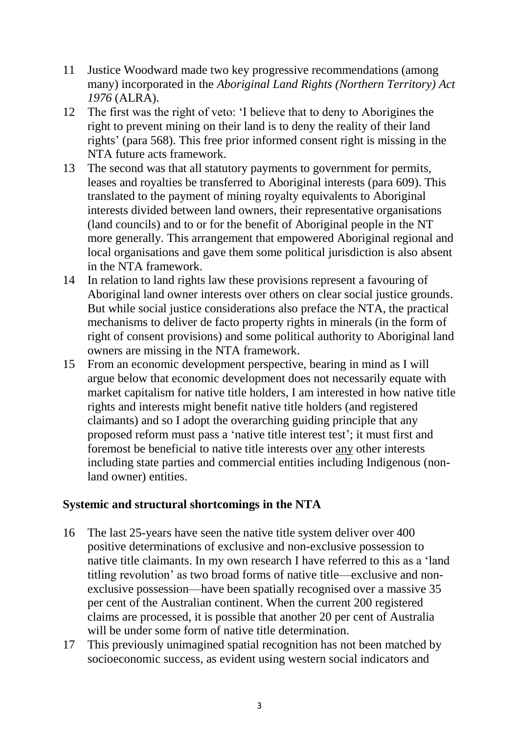11 Justice Woodward made two key progressive recommendations (among many) incorporated in the *Aboriginal Land Rights (Northern Territory) Act 1976* (ALRA).

12 The first was the right of veto: 'I believe that to deny to Aborigines the right to prevent mining on their land is to deny the reality of their land rights' (para 568). This free prior informed consent right is missing in the NTA future acts framework.

13 The second was that all statutory payments to government for permits, leases and royalties be transferred to Aboriginal interests (para 609). This translated to the payment of mining royalty equivalents to Aboriginal interests divided between land owners, their representative organisations (land councils) and to or for the benefit of Aboriginal people in the NT more generally. This arrangement that empowered Aboriginal regional and local organisations and gave them some political jurisdiction is also absent in the NTA framework.

14 In relation to land rights law these provisions represent a favouring of Aboriginal land owner interests over others on clear social justice grounds. But while social justice considerations also preface the NTA, the practical mechanisms to deliver de facto property rights in minerals (in the form of right of consent provisions) and some political authority to Aboriginal land owners are missing in the NTA framework.

15 From an economic development perspective, bearing in mind as I will argue below that economic development does not necessarily equate with market capitalism for native title holders, I am interested in how native title rights and interests might benefit native title holders (and registered claimants) and so I adopt the overarching guiding principle that any proposed reform must pass a 'native title interest test'; it must first and foremost be beneficial to native title interests over <u>any</u> other interests including state parties and commercial entities including Indigenous (non-land owner) entities.

## Systemic and structural shortcomings in the NTA

16 The last 25-years have seen the native title system deliver over 400 positive determinations of exclusive and non-exclusive possession to native title claimants. In my own research I have referred to this as a 'land titling revolution' as two broad forms of native title—exclusive and non-exclusive possession—have been spatially recognised over a massive 35 per cent of the Australian continent. When the current 200 registered claims are processed, it is possible that another 20 per cent of Australia will be under some form of native title determination.

17 This previously unimagined spatial recognition has not been matched by socioeconomic success, as evident using western social indicators and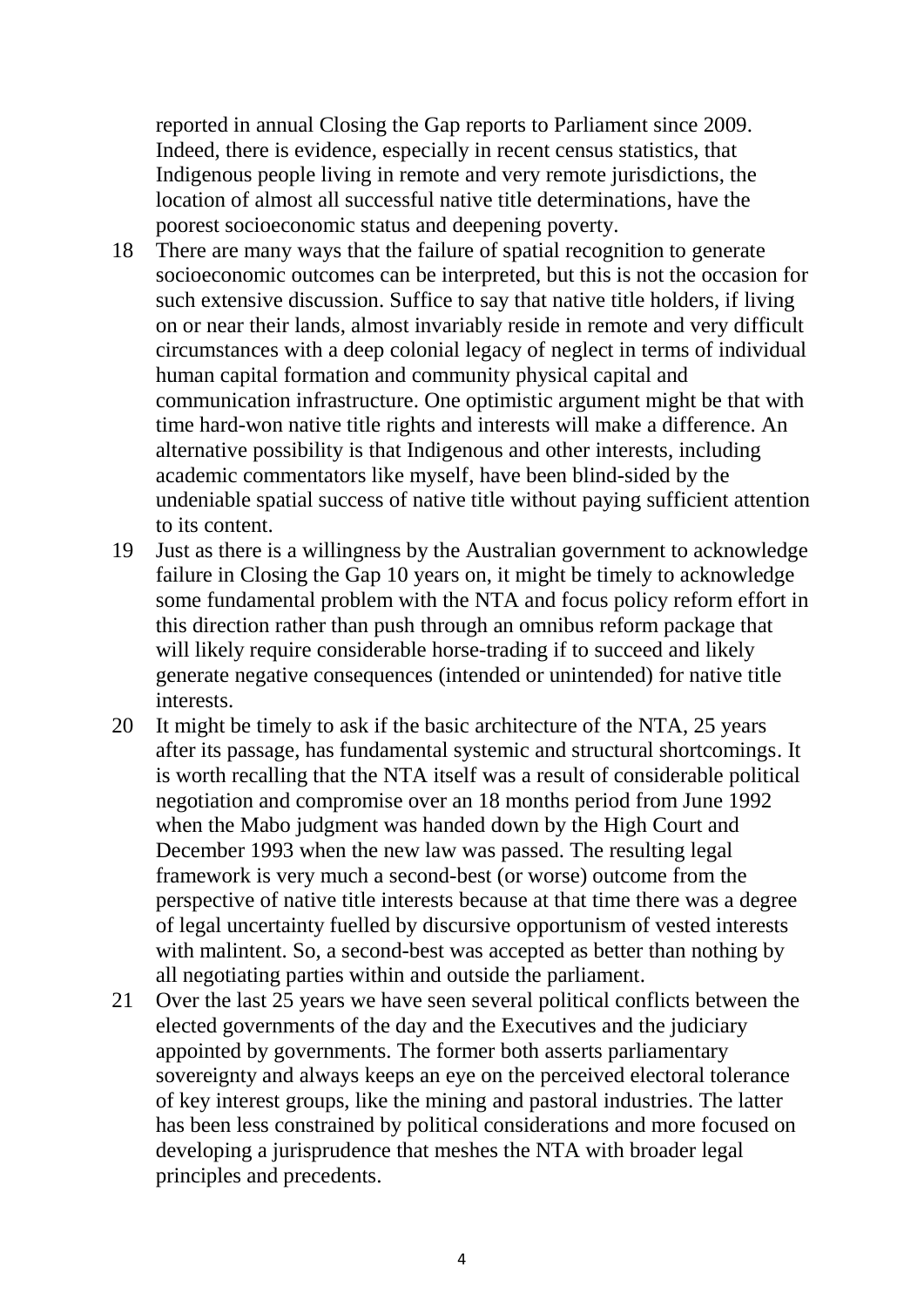reported in annual Closing the Gap reports to Parliament since 2009. Indeed, there is evidence, especially in recent census statistics, that Indigenous people living in remote and very remote jurisdictions, the location of almost all successful native title determinations, have the poorest socioeconomic status and deepening poverty.

18 There are many ways that the failure of spatial recognition to generate socioeconomic outcomes can be interpreted, but this is not the occasion for such extensive discussion. Suffice to say that native title holders, if living on or near their lands, almost invariably reside in remote and very difficult circumstances with a deep colonial legacy of neglect in terms of individual human capital formation and community physical capital and communication infrastructure. One optimistic argument might be that with time hard-won native title rights and interests will make a difference. An alternative possibility is that Indigenous and other interests, including academic commentators like myself, have been blind-sided by the undeniable spatial success of native title without paying sufficient attention to its content.

19 Just as there is a willingness by the Australian government to acknowledge failure in Closing the Gap 10 years on, it might be timely to acknowledge some fundamental problem with the NTA and focus policy reform effort in this direction rather than push through an omnibus reform package that will likely require considerable horse-trading if to succeed and likely generate negative consequences (intended or unintended) for native title interests.

20 It might be timely to ask if the basic architecture of the NTA, 25 years after its passage, has fundamental systemic and structural shortcomings. It is worth recalling that the NTA itself was a result of considerable political negotiation and compromise over an 18 months period from June 1992 when the Mabo judgment was handed down by the High Court and December 1993 when the new law was passed. The resulting legal framework is very much a second-best (or worse) outcome from the perspective of native title interests because at that time there was a degree of legal uncertainty fuelled by discursive opportunism of vested interests with malintent. So, a second-best was accepted as better than nothing by all negotiating parties within and outside the parliament.

21 Over the last 25 years we have seen several political conflicts between the elected governments of the day and the Executives and the judiciary appointed by governments. The former both asserts parliamentary sovereignty and always keeps an eye on the perceived electoral tolerance of key interest groups, like the mining and pastoral industries. The latter has been less constrained by political considerations and more focused on developing a jurisprudence that meshes the NTA with broader legal principles and precedents.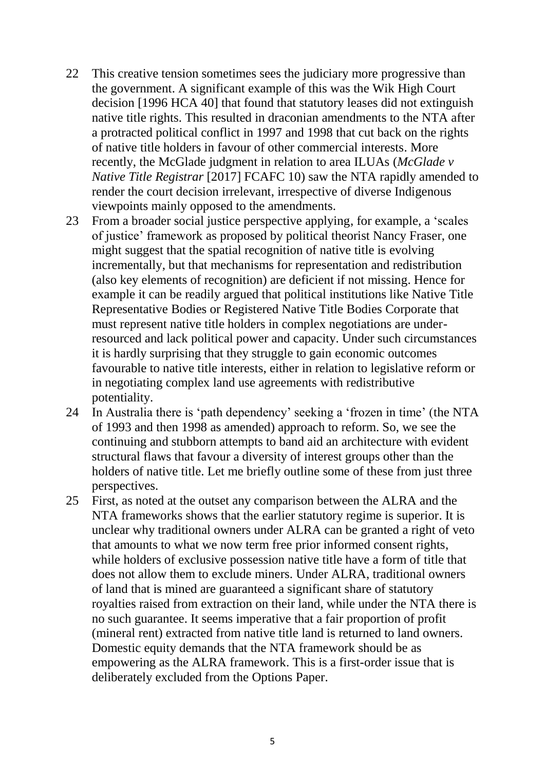22 This creative tension sometimes sees the judiciary more progressive than the government. A significant example of this was the Wik High Court decision [1996 HCA 40] that found that statutory leases did not extinguish native title rights. This resulted in draconian amendments to the NTA after a protracted political conflict in 1997 and 1998 that cut back on the rights of native title holders in favour of other commercial interests. More recently, the McGlade judgment in relation to area ILUAs (*McGlade v Native Title Registrar* [2017] FCAFC 10) saw the NTA rapidly amended to render the court decision irrelevant, irrespective of diverse Indigenous viewpoints mainly opposed to the amendments.

23 From a broader social justice perspective applying, for example, a 'scales of justice' framework as proposed by political theorist Nancy Fraser, one might suggest that the spatial recognition of native title is evolving incrementally, but that mechanisms for representation and redistribution (also key elements of recognition) are deficient if not missing. Hence for example it can be readily argued that political institutions like Native Title Representative Bodies or Registered Native Title Bodies Corporate that must represent native title holders in complex negotiations are under-resourced and lack political power and capacity. Under such circumstances it is hardly surprising that they struggle to gain economic outcomes favourable to native title interests, either in relation to legislative reform or in negotiating complex land use agreements with redistributive potentiality.

24 In Australia there is 'path dependency' seeking a 'frozen in time' (the NTA of 1993 and then 1998 as amended) approach to reform. So, we see the continuing and stubborn attempts to band aid an architecture with evident structural flaws that favour a diversity of interest groups other than the holders of native title. Let me briefly outline some of these from just three perspectives.

25 First, as noted at the outset any comparison between the ALRA and the NTA frameworks shows that the earlier statutory regime is superior. It is unclear why traditional owners under ALRA can be granted a right of veto that amounts to what we now term free prior informed consent rights, while holders of exclusive possession native title have a form of title that does not allow them to exclude miners. Under ALRA, traditional owners of land that is mined are guaranteed a significant share of statutory royalties raised from extraction on their land, while under the NTA there is no such guarantee. It seems imperative that a fair proportion of profit (mineral rent) extracted from native title land is returned to land owners. Domestic equity demands that the NTA framework should be as empowering as the ALRA framework. This is a first-order issue that is deliberately excluded from the Options Paper.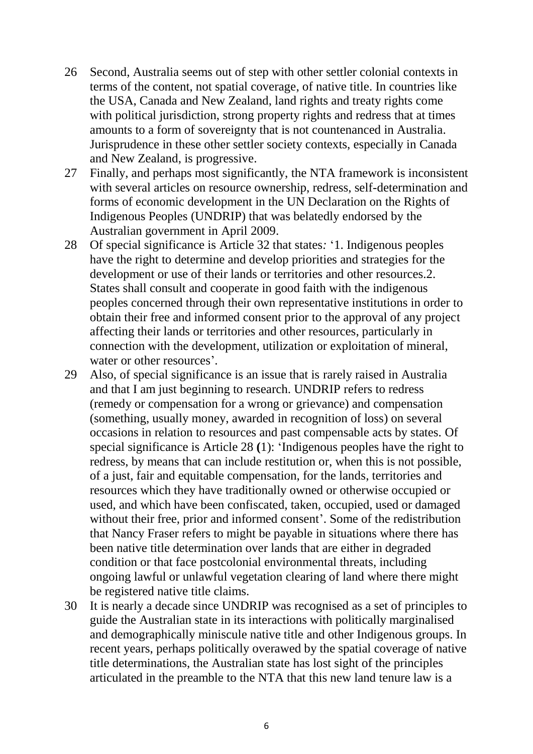26 Second, Australia seems out of step with other settler colonial contexts in terms of the content, not spatial coverage, of native title. In countries like the USA, Canada and New Zealand, land rights and treaty rights come with political jurisdiction, strong property rights and redress that at times amounts to a form of sovereignty that is not countenanced in Australia. Jurisprudence in these other settler society contexts, especially in Canada and New Zealand, is progressive.

27 Finally, and perhaps most significantly, the NTA framework is inconsistent with several articles on resource ownership, redress, self-determination and forms of economic development in the UN Declaration on the Rights of Indigenous Peoples (UNDRIP) that was belatedly endorsed by the Australian government in April 2009.

28 Of special significance is Article 32 that states*:* '1. Indigenous peoples have the right to determine and develop priorities and strategies for the development or use of their lands or territories and other resources.2. States shall consult and cooperate in good faith with the indigenous peoples concerned through their own representative institutions in order to obtain their free and informed consent prior to the approval of any project affecting their lands or territories and other resources, particularly in connection with the development, utilization or exploitation of mineral, water or other resources'.

29 Also, of special significance is an issue that is rarely raised in Australia and that I am just beginning to research. UNDRIP refers to redress (remedy or compensation for a wrong or grievance) and compensation (something, usually money, awarded in recognition of loss) on several occasions in relation to resources and past compensable acts by states. Of special significance is Article 28 **(**1): 'Indigenous peoples have the right to redress, by means that can include restitution or, when this is not possible, of a just, fair and equitable compensation, for the lands, territories and resources which they have traditionally owned or otherwise occupied or used, and which have been confiscated, taken, occupied, used or damaged without their free, prior and informed consent'. Some of the redistribution that Nancy Fraser refers to might be payable in situations where there has been native title determination over lands that are either in degraded condition or that face postcolonial environmental threats, including ongoing lawful or unlawful vegetation clearing of land where there might be registered native title claims.

30 It is nearly a decade since UNDRIP was recognised as a set of principles to guide the Australian state in its interactions with politically marginalised and demographically miniscule native title and other Indigenous groups. In recent years, perhaps politically overawed by the spatial coverage of native title determinations, the Australian state has lost sight of the principles articulated in the preamble to the NTA that this new land tenure law is a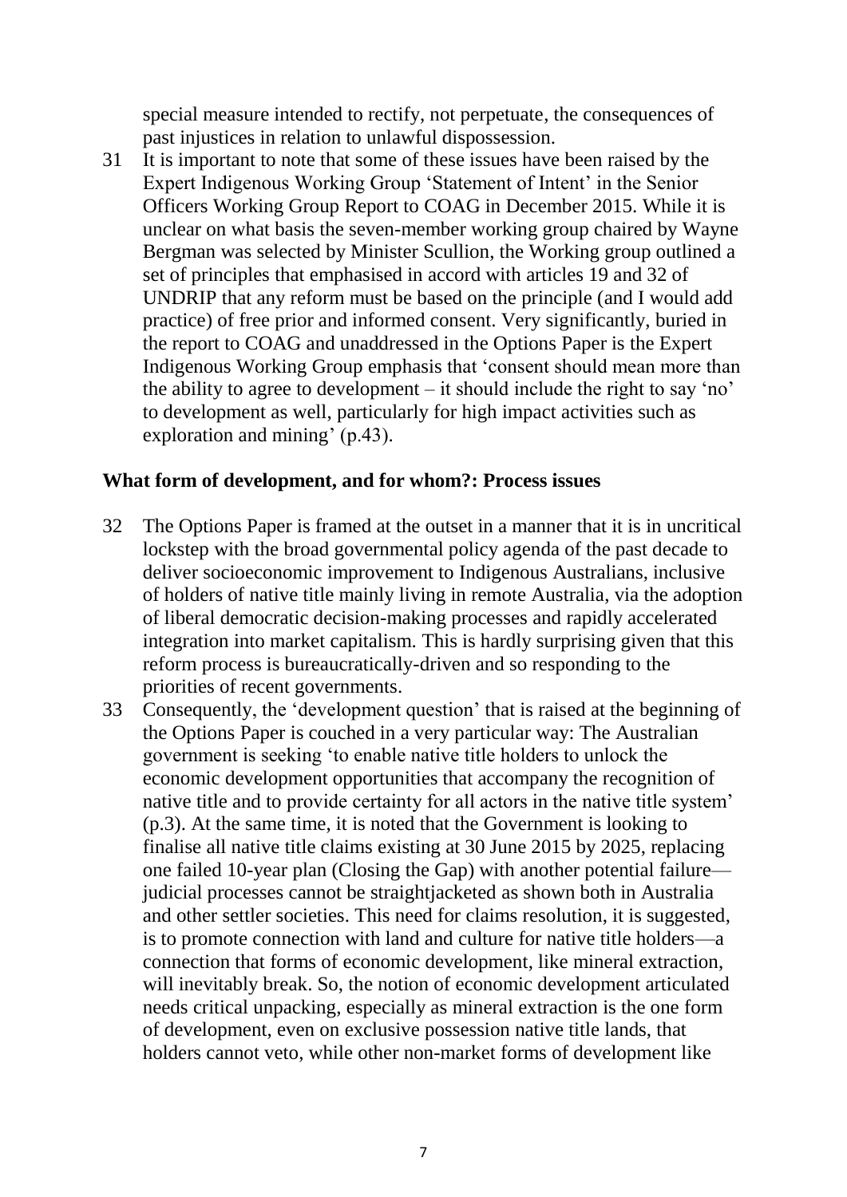special measure intended to rectify, not perpetuate, the consequences of past injustices in relation to unlawful dispossession.

31 It is important to note that some of these issues have been raised by the Expert Indigenous Working Group 'Statement of Intent' in the Senior Officers Working Group Report to COAG in December 2015. While it is unclear on what basis the seven-member working group chaired by Wayne Bergman was selected by Minister Scullion, the Working group outlined a set of principles that emphasised in accord with articles 19 and 32 of UNDRIP that any reform must be based on the principle (and I would add practice) of free prior and informed consent. Very significantly, buried in the report to COAG and unaddressed in the Options Paper is the Expert Indigenous Working Group emphasis that 'consent should mean more than the ability to agree to development – it should include the right to say 'no' to development as well, particularly for high impact activities such as exploration and mining' (p.43).

## What form of development, and for whom?: Process issues

32 The Options Paper is framed at the outset in a manner that it is in uncritical lockstep with the broad governmental policy agenda of the past decade to deliver socioeconomic improvement to Indigenous Australians, inclusive of holders of native title mainly living in remote Australia, via the adoption of liberal democratic decision-making processes and rapidly accelerated integration into market capitalism. This is hardly surprising given that this reform process is bureaucratically-driven and so responding to the priorities of recent governments.

33 Consequently, the 'development question' that is raised at the beginning of the Options Paper is couched in a very particular way: The Australian government is seeking 'to enable native title holders to unlock the economic development opportunities that accompany the recognition of native title and to provide certainty for all actors in the native title system' (p.3). At the same time, it is noted that the Government is looking to finalise all native title claims existing at 30 June 2015 by 2025, replacing one failed 10-year plan (Closing the Gap) with another potential failure—judicial processes cannot be straightjacketed as shown both in Australia and other settler societies. This need for claims resolution, it is suggested, is to promote connection with land and culture for native title holders—a connection that forms of economic development, like mineral extraction, will inevitably break. So, the notion of economic development articulated needs critical unpacking, especially as mineral extraction is the one form of development, even on exclusive possession native title lands, that holders cannot veto, while other non-market forms of development like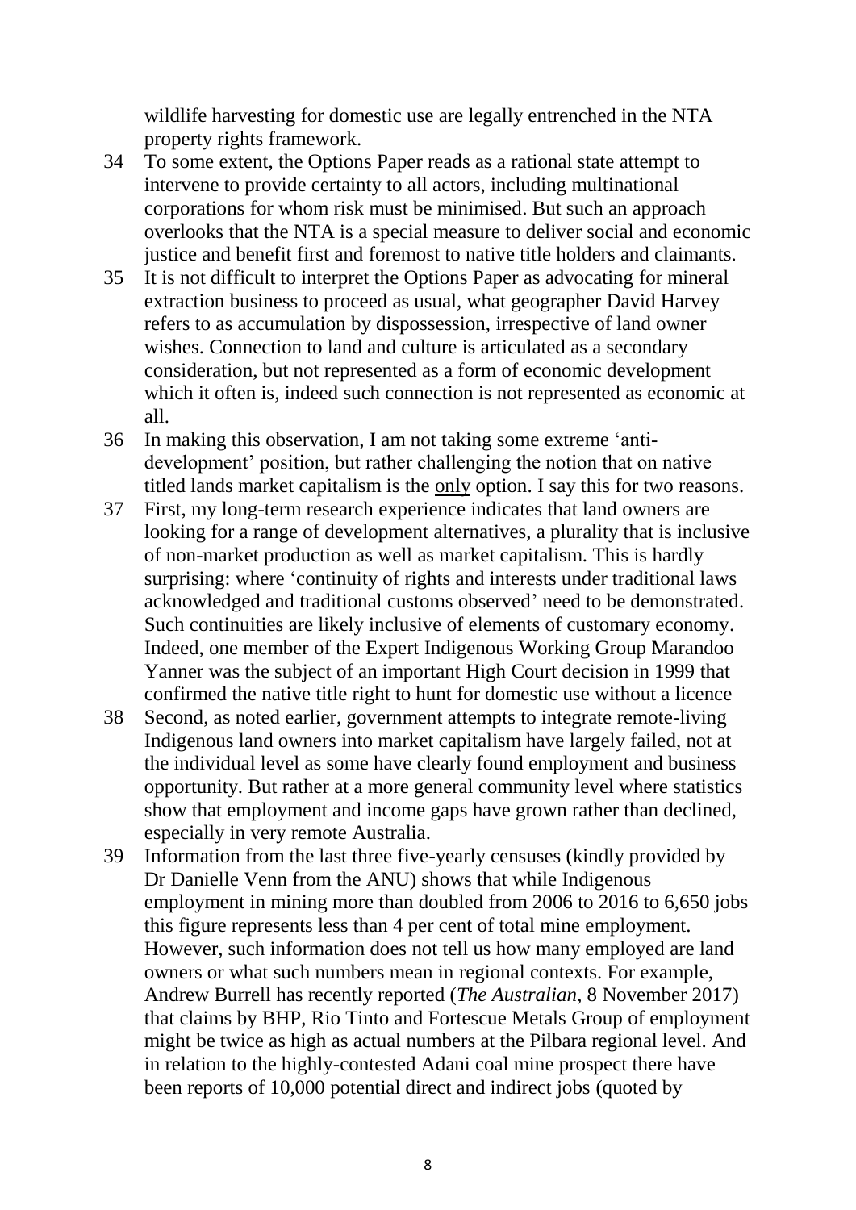wildlife harvesting for domestic use are legally entrenched in the NTA property rights framework.

34 To some extent, the Options Paper reads as a rational state attempt to intervene to provide certainty to all actors, including multinational corporations for whom risk must be minimised. But such an approach overlooks that the NTA is a special measure to deliver social and economic justice and benefit first and foremost to native title holders and claimants.

35 It is not difficult to interpret the Options Paper as advocating for mineral extraction business to proceed as usual, what geographer David Harvey refers to as accumulation by dispossession, irrespective of land owner wishes. Connection to land and culture is articulated as a secondary consideration, but not represented as a form of economic development which it often is, indeed such connection is not represented as economic at all.

36 In making this observation, I am not taking some extreme 'anti-development' position, but rather challenging the notion that on native titled lands market capitalism is the <u>only</u> option. I say this for two reasons.

37 First, my long-term research experience indicates that land owners are looking for a range of development alternatives, a plurality that is inclusive of non-market production as well as market capitalism. This is hardly surprising: where 'continuity of rights and interests under traditional laws acknowledged and traditional customs observed' need to be demonstrated. Such continuities are likely inclusive of elements of customary economy. Indeed, one member of the Expert Indigenous Working Group Marandoo Yanner was the subject of an important High Court decision in 1999 that confirmed the native title right to hunt for domestic use without a licence

38 Second, as noted earlier, government attempts to integrate remote-living Indigenous land owners into market capitalism have largely failed, not at the individual level as some have clearly found employment and business opportunity. But rather at a more general community level where statistics show that employment and income gaps have grown rather than declined, especially in very remote Australia.

39 Information from the last three five-yearly censuses (kindly provided by Dr Danielle Venn from the ANU) shows that while Indigenous employment in mining more than doubled from 2006 to 2016 to 6,650 jobs this figure represents less than 4 per cent of total mine employment. However, such information does not tell us how many employed are land owners or what such numbers mean in regional contexts. For example, Andrew Burrell has recently reported (*The Australian*, 8 November 2017) that claims by BHP, Rio Tinto and Fortescue Metals Group of employment might be twice as high as actual numbers at the Pilbara regional level. And in relation to the highly-contested Adani coal mine prospect there have been reports of 10,000 potential direct and indirect jobs (quoted by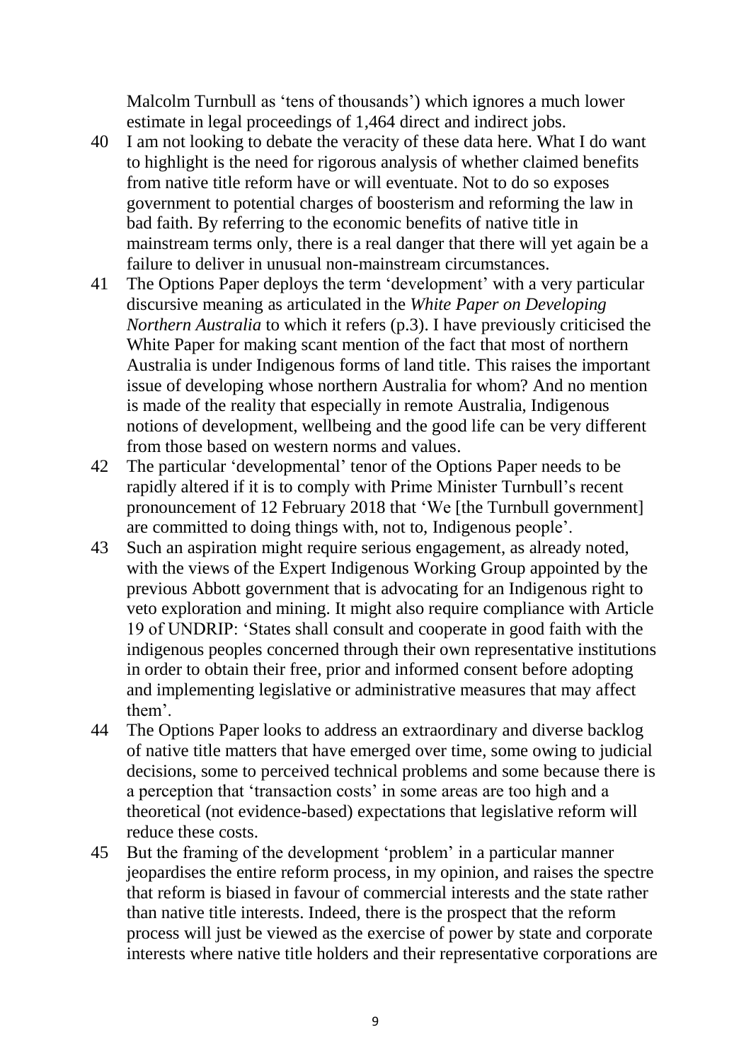Malcolm Turnbull as 'tens of thousands') which ignores a much lower estimate in legal proceedings of 1,464 direct and indirect jobs.

40 I am not looking to debate the veracity of these data here. What I do want to highlight is the need for rigorous analysis of whether claimed benefits from native title reform have or will eventuate. Not to do so exposes government to potential charges of boosterism and reforming the law in bad faith. By referring to the economic benefits of native title in mainstream terms only, there is a real danger that there will yet again be a failure to deliver in unusual non-mainstream circumstances.

41 The Options Paper deploys the term 'development' with a very particular discursive meaning as articulated in the *White Paper on Developing Northern Australia* to which it refers (p.3). I have previously criticised the White Paper for making scant mention of the fact that most of northern Australia is under Indigenous forms of land title. This raises the important issue of developing whose northern Australia for whom? And no mention is made of the reality that especially in remote Australia, Indigenous notions of development, wellbeing and the good life can be very different from those based on western norms and values.

42 The particular 'developmental' tenor of the Options Paper needs to be rapidly altered if it is to comply with Prime Minister Turnbull's recent pronouncement of 12 February 2018 that 'We [the Turnbull government] are committed to doing things with, not to, Indigenous people'.

43 Such an aspiration might require serious engagement, as already noted, with the views of the Expert Indigenous Working Group appointed by the previous Abbott government that is advocating for an Indigenous right to veto exploration and mining. It might also require compliance with Article 19 of UNDRIP: 'States shall consult and cooperate in good faith with the indigenous peoples concerned through their own representative institutions in order to obtain their free, prior and informed consent before adopting and implementing legislative or administrative measures that may affect them'.

44 The Options Paper looks to address an extraordinary and diverse backlog of native title matters that have emerged over time, some owing to judicial decisions, some to perceived technical problems and some because there is a perception that 'transaction costs' in some areas are too high and a theoretical (not evidence-based) expectations that legislative reform will reduce these costs.

45 But the framing of the development 'problem' in a particular manner jeopardises the entire reform process, in my opinion, and raises the spectre that reform is biased in favour of commercial interests and the state rather than native title interests. Indeed, there is the prospect that the reform process will just be viewed as the exercise of power by state and corporate interests where native title holders and their representative corporations are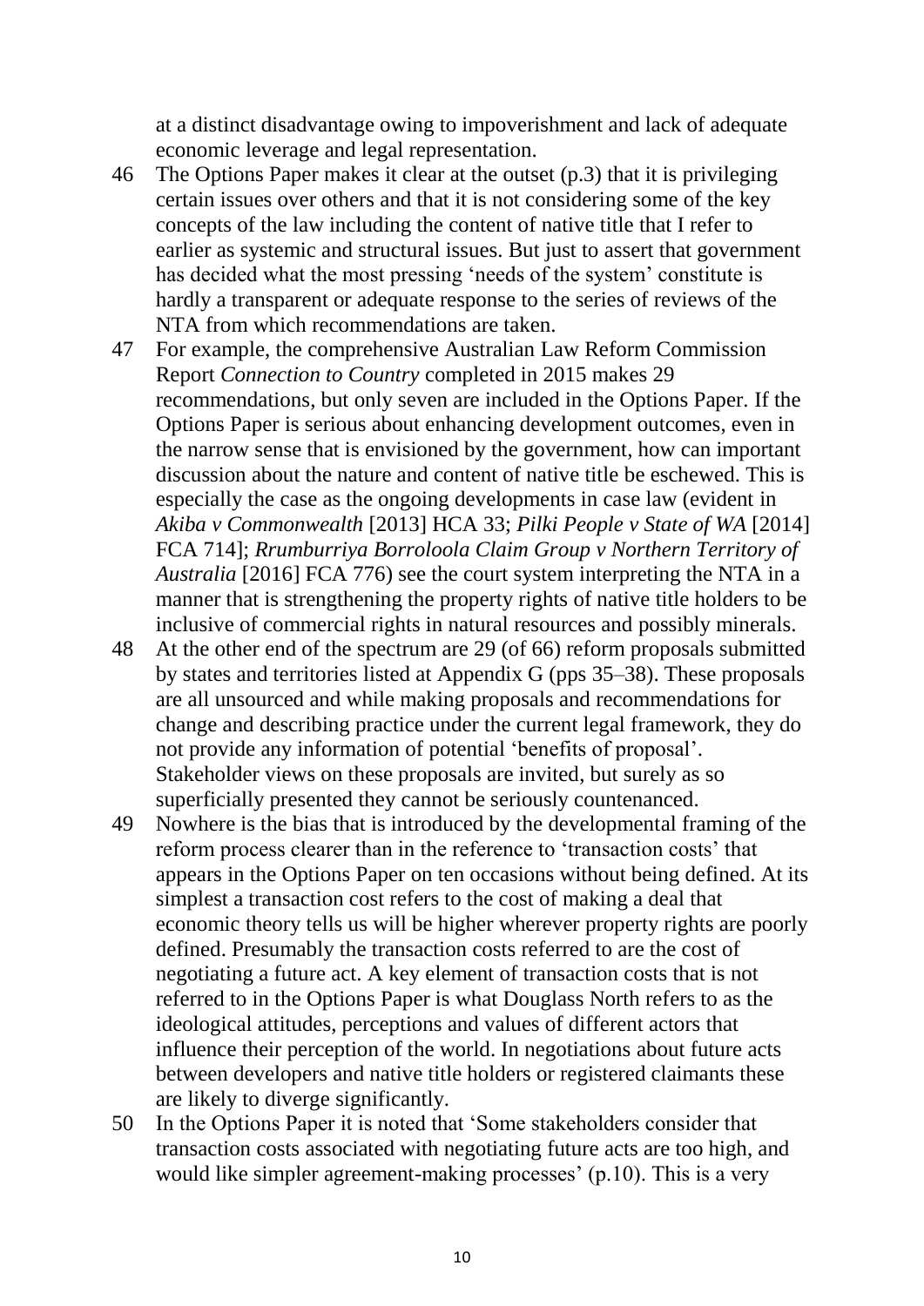at a distinct disadvantage owing to impoverishment and lack of adequate economic leverage and legal representation.

46 The Options Paper makes it clear at the outset (p.3) that it is privileging certain issues over others and that it is not considering some of the key concepts of the law including the content of native title that I refer to earlier as systemic and structural issues. But just to assert that government has decided what the most pressing 'needs of the system' constitute is hardly a transparent or adequate response to the series of reviews of the NTA from which recommendations are taken.

47 For example, the comprehensive Australian Law Reform Commission Report *Connection to Country* completed in 2015 makes 29 recommendations, but only seven are included in the Options Paper. If the Options Paper is serious about enhancing development outcomes, even in the narrow sense that is envisioned by the government, how can important discussion about the nature and content of native title be eschewed. This is especially the case as the ongoing developments in case law (evident in *Akiba v Commonwealth* [2013] HCA 33; *Pilki People v State of WA* [2014] FCA 714]; *Rrumburriya Borroloola Claim Group v Northern Territory of Australia* [2016] FCA 776) see the court system interpreting the NTA in a manner that is strengthening the property rights of native title holders to be inclusive of commercial rights in natural resources and possibly minerals.

48 At the other end of the spectrum are 29 (of 66) reform proposals submitted by states and territories listed at Appendix G (pps 35–38). These proposals are all unsourced and while making proposals and recommendations for change and describing practice under the current legal framework, they do not provide any information of potential 'benefits of proposal'. Stakeholder views on these proposals are invited, but surely as so superficially presented they cannot be seriously countenanced.

49 Nowhere is the bias that is introduced by the developmental framing of the reform process clearer than in the reference to 'transaction costs' that appears in the Options Paper on ten occasions without being defined. At its simplest a transaction cost refers to the cost of making a deal that economic theory tells us will be higher wherever property rights are poorly defined. Presumably the transaction costs referred to are the cost of negotiating a future act. A key element of transaction costs that is not referred to in the Options Paper is what Douglass North refers to as the ideological attitudes, perceptions and values of different actors that influence their perception of the world. In negotiations about future acts between developers and native title holders or registered claimants these are likely to diverge significantly.

50 In the Options Paper it is noted that 'Some stakeholders consider that transaction costs associated with negotiating future acts are too high, and would like simpler agreement-making processes' (p.10). This is a very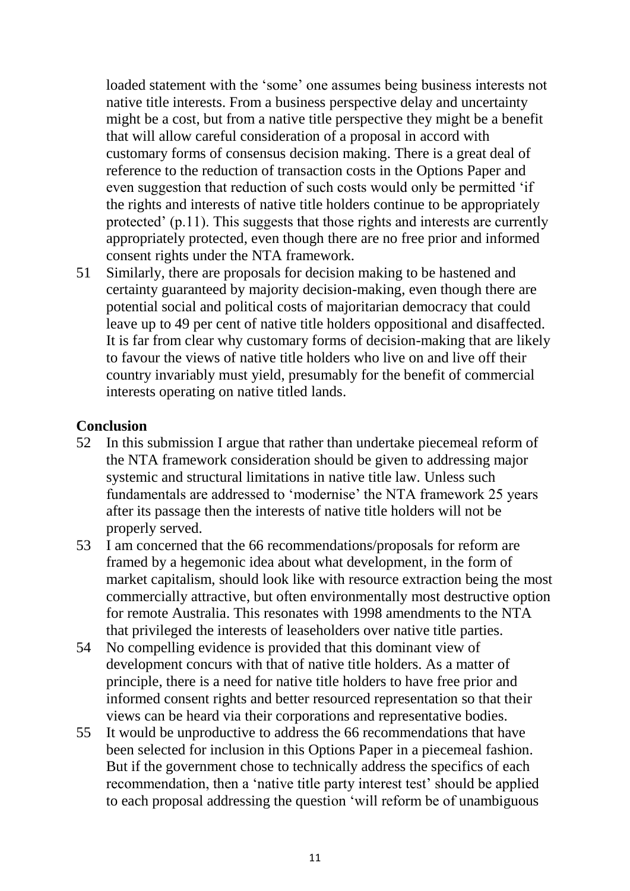loaded statement with the 'some' one assumes being business interests not native title interests. From a business perspective delay and uncertainty might be a cost, but from a native title perspective they might be a benefit that will allow careful consideration of a proposal in accord with customary forms of consensus decision making. There is a great deal of reference to the reduction of transaction costs in the Options Paper and even suggestion that reduction of such costs would only be permitted 'if the rights and interests of native title holders continue to be appropriately protected' (p.11). This suggests that those rights and interests are currently appropriately protected, even though there are no free prior and informed consent rights under the NTA framework.

51 Similarly, there are proposals for decision making to be hastened and certainty guaranteed by majority decision-making, even though there are potential social and political costs of majoritarian democracy that could leave up to 49 per cent of native title holders oppositional and disaffected. It is far from clear why customary forms of decision-making that are likely to favour the views of native title holders who live on and live off their country invariably must yield, presumably for the benefit of commercial interests operating on native titled lands.

**Conclusion**

52 In this submission I argue that rather than undertake piecemeal reform of the NTA framework consideration should be given to addressing major systemic and structural limitations in native title law. Unless such fundamentals are addressed to 'modernise' the NTA framework 25 years after its passage then the interests of native title holders will not be properly served.

53 I am concerned that the 66 recommendations/proposals for reform are framed by a hegemonic idea about what development, in the form of market capitalism, should look like with resource extraction being the most commercially attractive, but often environmentally most destructive option for remote Australia. This resonates with 1998 amendments to the NTA that privileged the interests of leaseholders over native title parties.

54 No compelling evidence is provided that this dominant view of development concurs with that of native title holders. As a matter of principle, there is a need for native title holders to have free prior and informed consent rights and better resourced representation so that their views can be heard via their corporations and representative bodies.

55 It would be unproductive to address the 66 recommendations that have been selected for inclusion in this Options Paper in a piecemeal fashion. But if the government chose to technically address the specifics of each recommendation, then a 'native title party interest test' should be applied to each proposal addressing the question 'will reform be of unambiguous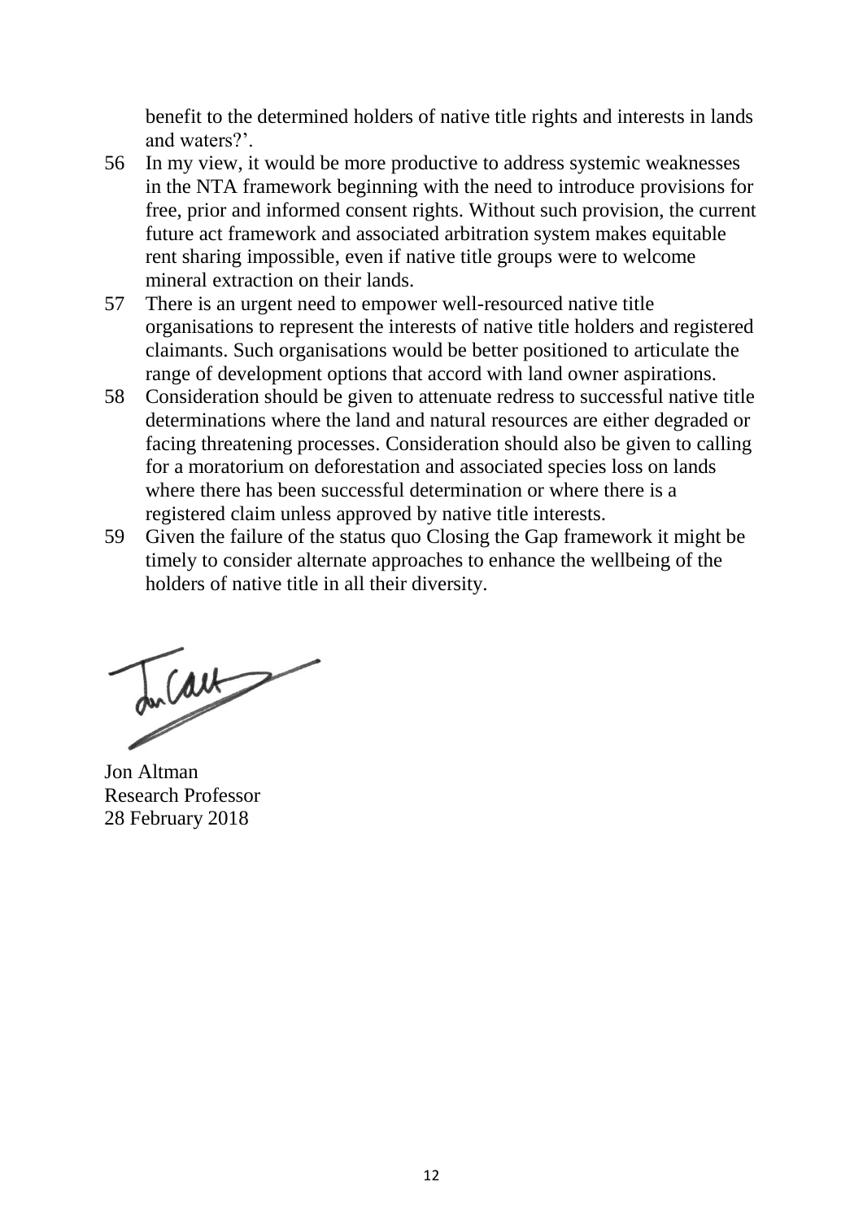benefit to the determined holders of native title rights and interests in lands and waters?'.

56 In my view, it would be more productive to address systemic weaknesses in the NTA framework beginning with the need to introduce provisions for free, prior and informed consent rights. Without such provision, the current future act framework and associated arbitration system makes equitable rent sharing impossible, even if native title groups were to welcome mineral extraction on their lands.

57 There is an urgent need to empower well-resourced native title organisations to represent the interests of native title holders and registered claimants. Such organisations would be better positioned to articulate the range of development options that accord with land owner aspirations.

58 Consideration should be given to attenuate redress to successful native title determinations where the land and natural resources are either degraded or facing threatening processes. Consideration should also be given to calling for a moratorium on deforestation and associated species loss on lands where there has been successful determination or where there is a registered claim unless approved by native title interests.

59 Given the failure of the status quo Closing the Gap framework it might be timely to consider alternate approaches to enhance the wellbeing of the holders of native title in all their diversity.

Jon Altman
Research Professor
28 February 2018